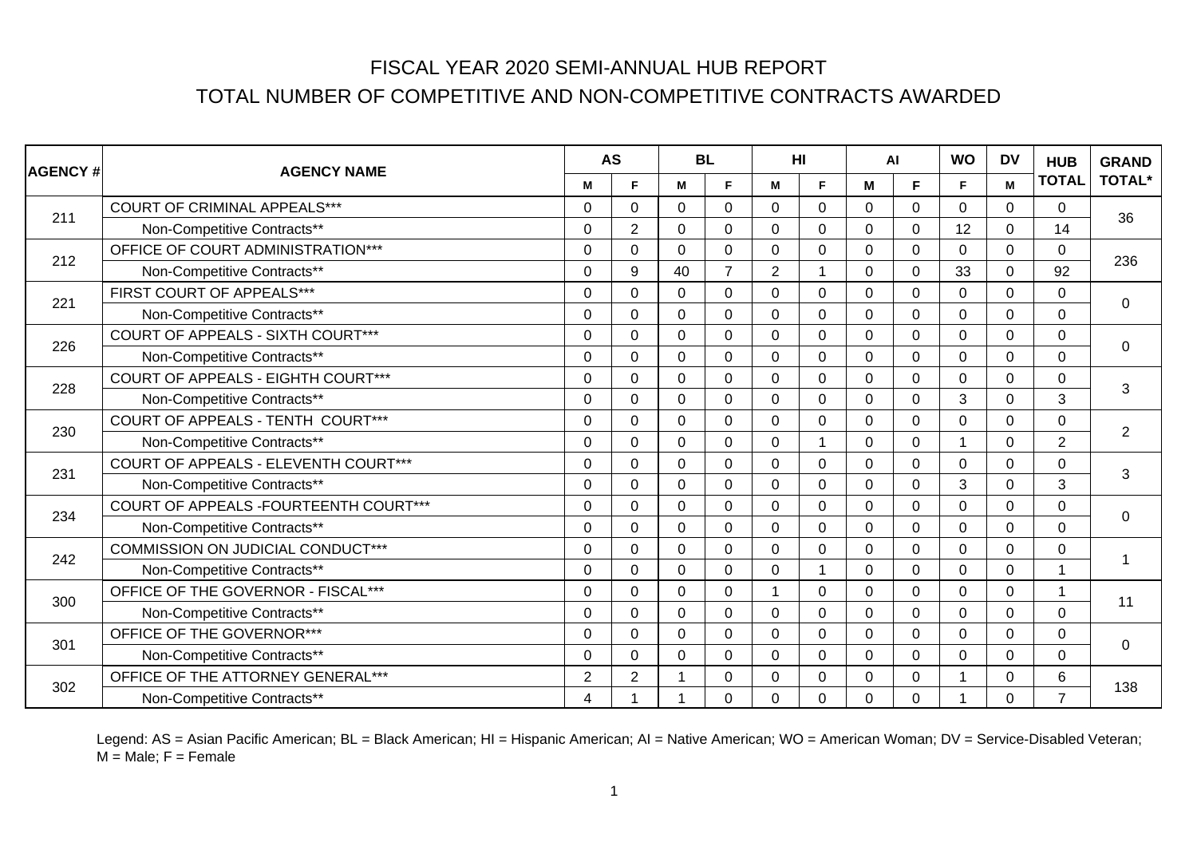# FISCAL YEAR 2020 SEMI-ANNUAL HUB REPORT

## TOTAL NUMBER OF COMPETITIVE AND NON-COMPETITIVE CONTRACTS AWARDED

| AGENCY # | AGENCY NAME | AS | | BL | | HI | | AI | | WO | DV | HUB TOTAL | GRAND TOTAL* |
|---|---|---|---|---|---|---|---|---|---|---|---|---|---|
| | | M | F | M | F | M | F | M | F | F | M | | |
| 211 | COURT OF CRIMINAL APPEALS*** | 0 | 0 | 0 | 0 | 0 | 0 | 0 | 0 | 0 | 0 | 0 | 36 |
| | Non-Competitive Contracts** | 0 | 2 | 0 | 0 | 0 | 0 | 0 | 0 | 12 | 0 | 14 | |
| 212 | OFFICE OF COURT ADMINISTRATION*** | 0 | 0 | 0 | 0 | 0 | 0 | 0 | 0 | 0 | 0 | 0 | 236 |
| | Non-Competitive Contracts** | 0 | 9 | 40 | 7 | 2 | 1 | 0 | 0 | 33 | 0 | 92 | |
| 221 | FIRST COURT OF APPEALS*** | 0 | 0 | 0 | 0 | 0 | 0 | 0 | 0 | 0 | 0 | 0 | 0 |
| | Non-Competitive Contracts** | 0 | 0 | 0 | 0 | 0 | 0 | 0 | 0 | 0 | 0 | 0 | |
| 226 | COURT OF APPEALS - SIXTH COURT*** | 0 | 0 | 0 | 0 | 0 | 0 | 0 | 0 | 0 | 0 | 0 | 0 |
| | Non-Competitive Contracts** | 0 | 0 | 0 | 0 | 0 | 0 | 0 | 0 | 0 | 0 | 0 | |
| 228 | COURT OF APPEALS - EIGHTH COURT*** | 0 | 0 | 0 | 0 | 0 | 0 | 0 | 0 | 0 | 0 | 0 | 3 |
| | Non-Competitive Contracts** | 0 | 0 | 0 | 0 | 0 | 0 | 0 | 0 | 3 | 0 | 3 | |
| 230 | COURT OF APPEALS - TENTH COURT*** | 0 | 0 | 0 | 0 | 0 | 0 | 0 | 0 | 0 | 0 | 0 | 2 |
| | Non-Competitive Contracts** | 0 | 0 | 0 | 0 | 0 | 1 | 0 | 0 | 1 | 0 | 2 | |
| 231 | COURT OF APPEALS - ELEVENTH COURT*** | 0 | 0 | 0 | 0 | 0 | 0 | 0 | 0 | 0 | 0 | 0 | 3 |
| | Non-Competitive Contracts** | 0 | 0 | 0 | 0 | 0 | 0 | 0 | 0 | 3 | 0 | 3 | |
| 234 | COURT OF APPEALS -FOURTEENTH COURT*** | 0 | 0 | 0 | 0 | 0 | 0 | 0 | 0 | 0 | 0 | 0 | 0 |
| | Non-Competitive Contracts** | 0 | 0 | 0 | 0 | 0 | 0 | 0 | 0 | 0 | 0 | 0 | |
| 242 | COMMISSION ON JUDICIAL CONDUCT*** | 0 | 0 | 0 | 0 | 0 | 0 | 0 | 0 | 0 | 0 | 0 | 1 |
| | Non-Competitive Contracts** | 0 | 0 | 0 | 0 | 0 | 1 | 0 | 0 | 0 | 0 | 1 | |
| 300 | OFFICE OF THE GOVERNOR - FISCAL*** | 0 | 0 | 0 | 0 | 1 | 0 | 0 | 0 | 0 | 0 | 1 | 11 |
| | Non-Competitive Contracts** | 0 | 0 | 0 | 0 | 0 | 0 | 0 | 0 | 0 | 0 | 0 | |
| 301 | OFFICE OF THE GOVERNOR*** | 0 | 0 | 0 | 0 | 0 | 0 | 0 | 0 | 0 | 0 | 0 | 0 |
| | Non-Competitive Contracts** | 0 | 0 | 0 | 0 | 0 | 0 | 0 | 0 | 0 | 0 | 0 | |
| 302 | OFFICE OF THE ATTORNEY GENERAL*** | 2 | 2 | 1 | 0 | 0 | 0 | 0 | 0 | 1 | 0 | 6 | 138 |
| | Non-Competitive Contracts** | 4 | 1 | 1 | 0 | 0 | 0 | 0 | 0 | 1 | 0 | 7 | |

Legend: AS = Asian Pacific American; BL = Black American; HI = Hispanic American; AI = Native American; WO = American Woman; DV = Service-Disabled Veteran; M = Male; F = Female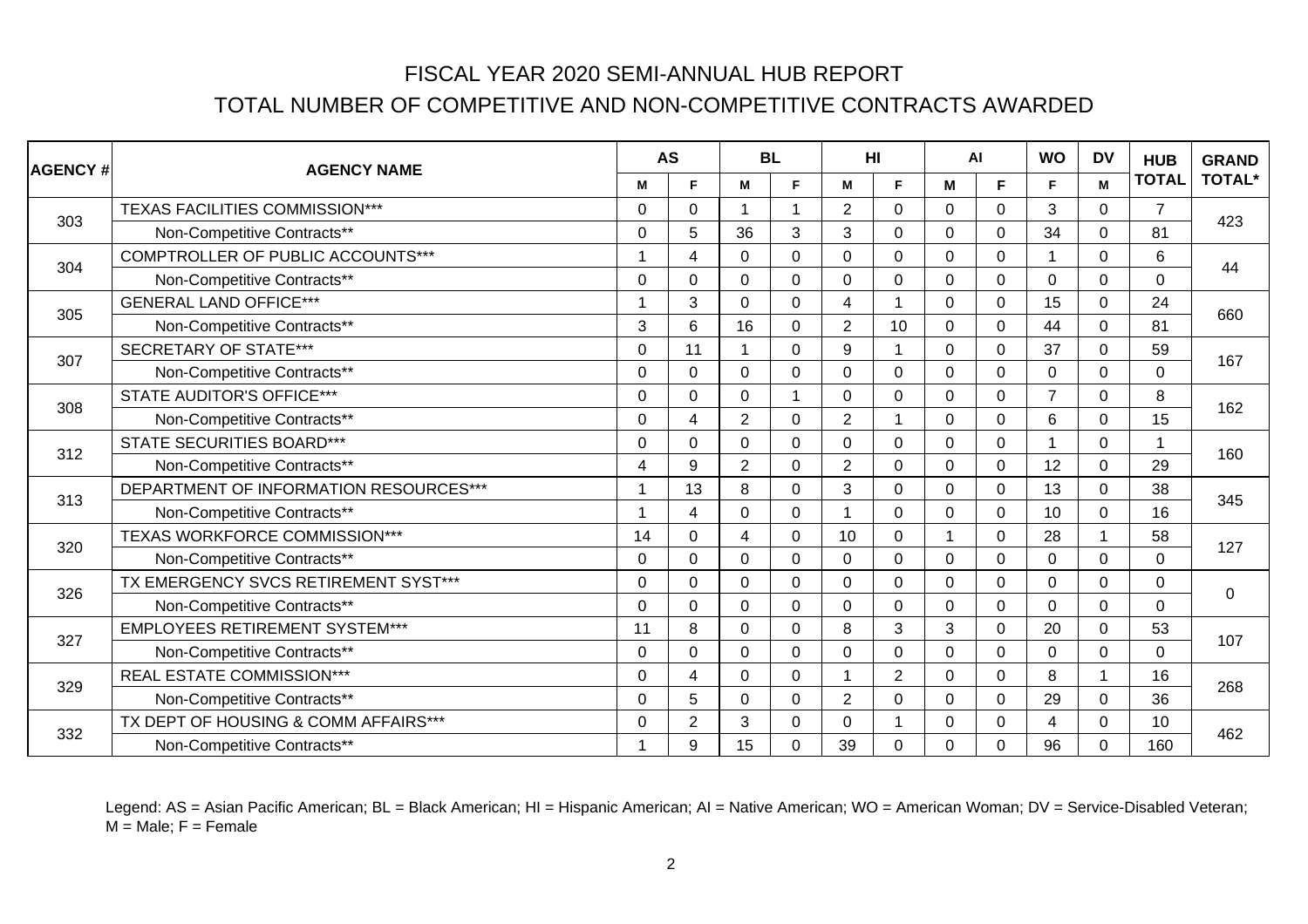# FISCAL YEAR 2020 SEMI-ANNUAL HUB REPORT

## TOTAL NUMBER OF COMPETITIVE AND NON-COMPETITIVE CONTRACTS AWARDED

| AGENCY # | AGENCY NAME | AS | | BL | | HI | | AI | | WO | DV | HUB TOTAL | GRAND TOTAL* |
|---|---|---|---|---|---|---|---|---|---|---|---|---|---|
| | | M | F | M | F | M | F | M | F | F | M | | |
| 303 | TEXAS FACILITIES COMMISSION*** | 0 | 0 | 1 | 1 | 2 | 0 | 0 | 0 | 3 | 0 | 7 | 423 |
| | Non-Competitive Contracts** | 0 | 5 | 36 | 3 | 3 | 0 | 0 | 0 | 34 | 0 | 81 | |
| 304 | COMPTROLLER OF PUBLIC ACCOUNTS*** | 1 | 4 | 0 | 0 | 0 | 0 | 0 | 0 | 1 | 0 | 6 | 44 |
| | Non-Competitive Contracts** | 0 | 0 | 0 | 0 | 0 | 0 | 0 | 0 | 0 | 0 | 0 | |
| 305 | GENERAL LAND OFFICE*** | 1 | 3 | 0 | 0 | 4 | 1 | 0 | 0 | 15 | 0 | 24 | 660 |
| | Non-Competitive Contracts** | 3 | 6 | 16 | 0 | 2 | 10 | 0 | 0 | 44 | 0 | 81 | |
| 307 | SECRETARY OF STATE*** | 0 | 11 | 1 | 0 | 9 | 1 | 0 | 0 | 37 | 0 | 59 | 167 |
| | Non-Competitive Contracts** | 0 | 0 | 0 | 0 | 0 | 0 | 0 | 0 | 0 | 0 | 0 | |
| 308 | STATE AUDITOR'S OFFICE*** | 0 | 0 | 0 | 1 | 0 | 0 | 0 | 0 | 7 | 0 | 8 | 162 |
| | Non-Competitive Contracts** | 0 | 4 | 2 | 0 | 2 | 1 | 0 | 0 | 6 | 0 | 15 | |
| 312 | STATE SECURITIES BOARD*** | 0 | 0 | 0 | 0 | 0 | 0 | 0 | 0 | 1 | 0 | 1 | 160 |
| | Non-Competitive Contracts** | 4 | 9 | 2 | 0 | 2 | 0 | 0 | 0 | 12 | 0 | 29 | |
| 313 | DEPARTMENT OF INFORMATION RESOURCES*** | 1 | 13 | 8 | 0 | 3 | 0 | 0 | 0 | 13 | 0 | 38 | 345 |
| | Non-Competitive Contracts** | 1 | 4 | 0 | 0 | 1 | 0 | 0 | 0 | 10 | 0 | 16 | |
| 320 | TEXAS WORKFORCE COMMISSION*** | 14 | 0 | 4 | 0 | 10 | 0 | 1 | 0 | 28 | 1 | 58 | 127 |
| | Non-Competitive Contracts** | 0 | 0 | 0 | 0 | 0 | 0 | 0 | 0 | 0 | 0 | 0 | |
| 326 | TX EMERGENCY SVCS RETIREMENT SYST*** | 0 | 0 | 0 | 0 | 0 | 0 | 0 | 0 | 0 | 0 | 0 | 0 |
| | Non-Competitive Contracts** | 0 | 0 | 0 | 0 | 0 | 0 | 0 | 0 | 0 | 0 | 0 | |
| 327 | EMPLOYEES RETIREMENT SYSTEM*** | 11 | 8 | 0 | 0 | 8 | 3 | 3 | 0 | 20 | 0 | 53 | 107 |
| | Non-Competitive Contracts** | 0 | 0 | 0 | 0 | 0 | 0 | 0 | 0 | 0 | 0 | 0 | |
| 329 | REAL ESTATE COMMISSION*** | 0 | 4 | 0 | 0 | 1 | 2 | 0 | 0 | 8 | 1 | 16 | 268 |
| | Non-Competitive Contracts** | 0 | 5 | 0 | 0 | 2 | 0 | 0 | 0 | 29 | 0 | 36 | |
| 332 | TX DEPT OF HOUSING & COMM AFFAIRS*** | 0 | 2 | 3 | 0 | 0 | 1 | 0 | 0 | 4 | 0 | 10 | 462 |
| | Non-Competitive Contracts** | 1 | 9 | 15 | 0 | 39 | 0 | 0 | 0 | 96 | 0 | 160 | |

Legend: AS = Asian Pacific American; BL = Black American; HI = Hispanic American; AI = Native American; WO = American Woman; DV = Service-Disabled Veteran; M = Male; F = Female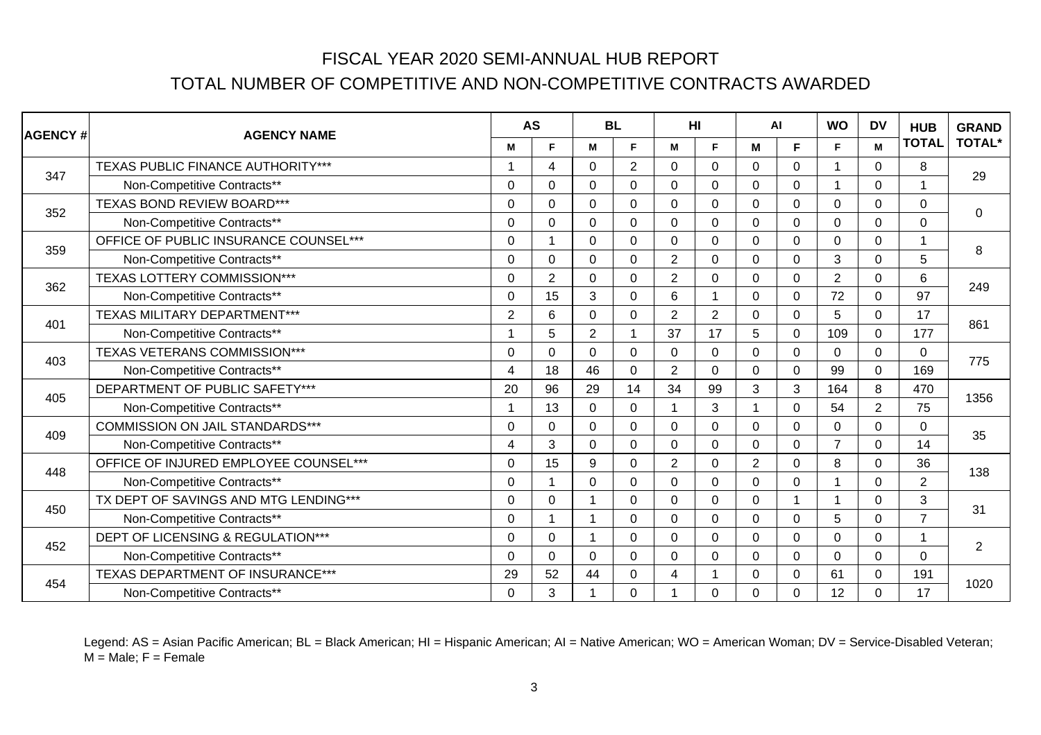# FISCAL YEAR 2020 SEMI-ANNUAL HUB REPORT

## TOTAL NUMBER OF COMPETITIVE AND NON-COMPETITIVE CONTRACTS AWARDED

| AGENCY # | AGENCY NAME | AS | | BL | | HI | | AI | | WO | DV | HUB TOTAL | GRAND TOTAL* |
|---|---|---|---|---|---|---|---|---|---|---|---|---|---|
| | | M | F | M | F | M | F | M | F | F | M | | |
| 347 | TEXAS PUBLIC FINANCE AUTHORITY*** | 1 | 4 | 0 | 2 | 0 | 0 | 0 | 0 | 1 | 0 | 8 | 29 |
| | Non-Competitive Contracts** | 0 | 0 | 0 | 0 | 0 | 0 | 0 | 0 | 1 | 0 | 1 | |
| 352 | TEXAS BOND REVIEW BOARD*** | 0 | 0 | 0 | 0 | 0 | 0 | 0 | 0 | 0 | 0 | 0 | 0 |
| | Non-Competitive Contracts** | 0 | 0 | 0 | 0 | 0 | 0 | 0 | 0 | 0 | 0 | 0 | |
| 359 | OFFICE OF PUBLIC INSURANCE COUNSEL*** | 0 | 1 | 0 | 0 | 0 | 0 | 0 | 0 | 0 | 0 | 1 | 8 |
| | Non-Competitive Contracts** | 0 | 0 | 0 | 0 | 2 | 0 | 0 | 0 | 3 | 0 | 5 | |
| 362 | TEXAS LOTTERY COMMISSION*** | 0 | 2 | 0 | 0 | 2 | 0 | 0 | 0 | 2 | 0 | 6 | 249 |
| | Non-Competitive Contracts** | 0 | 15 | 3 | 0 | 6 | 1 | 0 | 0 | 72 | 0 | 97 | |
| 401 | TEXAS MILITARY DEPARTMENT*** | 2 | 6 | 0 | 0 | 2 | 2 | 0 | 0 | 5 | 0 | 17 | 861 |
| | Non-Competitive Contracts** | 1 | 5 | 2 | 1 | 37 | 17 | 5 | 0 | 109 | 0 | 177 | |
| 403 | TEXAS VETERANS COMMISSION*** | 0 | 0 | 0 | 0 | 0 | 0 | 0 | 0 | 0 | 0 | 0 | 775 |
| | Non-Competitive Contracts** | 4 | 18 | 46 | 0 | 2 | 0 | 0 | 0 | 99 | 0 | 169 | |
| 405 | DEPARTMENT OF PUBLIC SAFETY*** | 20 | 96 | 29 | 14 | 34 | 99 | 3 | 3 | 164 | 8 | 470 | 1356 |
| | Non-Competitive Contracts** | 1 | 13 | 0 | 0 | 1 | 3 | 1 | 0 | 54 | 2 | 75 | |
| 409 | COMMISSION ON JAIL STANDARDS*** | 0 | 0 | 0 | 0 | 0 | 0 | 0 | 0 | 0 | 0 | 0 | 35 |
| | Non-Competitive Contracts** | 4 | 3 | 0 | 0 | 0 | 0 | 0 | 0 | 7 | 0 | 14 | |
| 448 | OFFICE OF INJURED EMPLOYEE COUNSEL*** | 0 | 15 | 9 | 0 | 2 | 0 | 2 | 0 | 8 | 0 | 36 | 138 |
| | Non-Competitive Contracts** | 0 | 1 | 0 | 0 | 0 | 0 | 0 | 0 | 1 | 0 | 2 | |
| 450 | TX DEPT OF SAVINGS AND MTG LENDING*** | 0 | 0 | 1 | 0 | 0 | 0 | 0 | 1 | 1 | 0 | 3 | 31 |
| | Non-Competitive Contracts** | 0 | 1 | 1 | 0 | 0 | 0 | 0 | 0 | 5 | 0 | 7 | |
| 452 | DEPT OF LICENSING & REGULATION*** | 0 | 0 | 1 | 0 | 0 | 0 | 0 | 0 | 0 | 0 | 1 | 2 |
| | Non-Competitive Contracts** | 0 | 0 | 0 | 0 | 0 | 0 | 0 | 0 | 0 | 0 | 0 | |
| 454 | TEXAS DEPARTMENT OF INSURANCE*** | 29 | 52 | 44 | 0 | 4 | 1 | 0 | 0 | 61 | 0 | 191 | 1020 |
| | Non-Competitive Contracts** | 0 | 3 | 1 | 0 | 1 | 0 | 0 | 0 | 12 | 0 | 17 | |

Legend: AS = Asian Pacific American; BL = Black American; HI = Hispanic American; AI = Native American; WO = American Woman; DV = Service-Disabled Veteran; M = Male; F = Female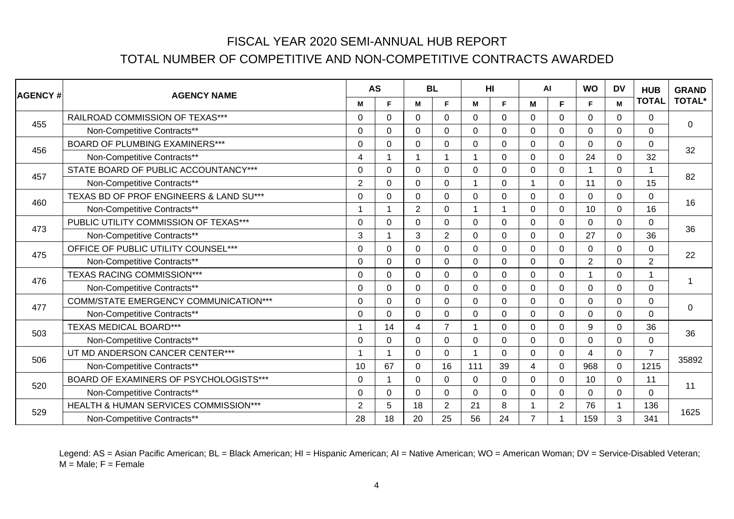# FISCAL YEAR 2020 SEMI-ANNUAL HUB REPORT

## TOTAL NUMBER OF COMPETITIVE AND NON-COMPETITIVE CONTRACTS AWARDED

| AGENCY # | AGENCY NAME | AS | | BL | | HI | | AI | | WO | DV | HUB TOTAL | GRAND TOTAL* |
|---|---|---|---|---|---|---|---|---|---|---|---|---|---|
| | | M | F | M | F | M | F | M | F | F | M | | |
| 455 | RAILROAD COMMISSION OF TEXAS*** | 0 | 0 | 0 | 0 | 0 | 0 | 0 | 0 | 0 | 0 | 0 | 0 |
| | Non-Competitive Contracts** | 0 | 0 | 0 | 0 | 0 | 0 | 0 | 0 | 0 | 0 | 0 | |
| 456 | BOARD OF PLUMBING EXAMINERS*** | 0 | 0 | 0 | 0 | 0 | 0 | 0 | 0 | 0 | 0 | 0 | 32 |
| | Non-Competitive Contracts** | 4 | 1 | 1 | 1 | 1 | 0 | 0 | 0 | 24 | 0 | 32 | |
| 457 | STATE BOARD OF PUBLIC ACCOUNTANCY*** | 0 | 0 | 0 | 0 | 0 | 0 | 0 | 0 | 1 | 0 | 1 | 82 |
| | Non-Competitive Contracts** | 2 | 0 | 0 | 0 | 1 | 0 | 1 | 0 | 11 | 0 | 15 | |
| 460 | TEXAS BD OF PROF ENGINEERS & LAND SU*** | 0 | 0 | 0 | 0 | 0 | 0 | 0 | 0 | 0 | 0 | 0 | 16 |
| | Non-Competitive Contracts** | 1 | 1 | 2 | 0 | 1 | 1 | 0 | 0 | 10 | 0 | 16 | |
| 473 | PUBLIC UTILITY COMMISSION OF TEXAS*** | 0 | 0 | 0 | 0 | 0 | 0 | 0 | 0 | 0 | 0 | 0 | 36 |
| | Non-Competitive Contracts** | 3 | 1 | 3 | 2 | 0 | 0 | 0 | 0 | 27 | 0 | 36 | |
| 475 | OFFICE OF PUBLIC UTILITY COUNSEL*** | 0 | 0 | 0 | 0 | 0 | 0 | 0 | 0 | 0 | 0 | 0 | 22 |
| | Non-Competitive Contracts** | 0 | 0 | 0 | 0 | 0 | 0 | 0 | 0 | 2 | 0 | 2 | |
| 476 | TEXAS RACING COMMISSION*** | 0 | 0 | 0 | 0 | 0 | 0 | 0 | 0 | 1 | 0 | 1 | 1 |
| | Non-Competitive Contracts** | 0 | 0 | 0 | 0 | 0 | 0 | 0 | 0 | 0 | 0 | 0 | |
| 477 | COMM/STATE EMERGENCY COMMUNICATION*** | 0 | 0 | 0 | 0 | 0 | 0 | 0 | 0 | 0 | 0 | 0 | 0 |
| | Non-Competitive Contracts** | 0 | 0 | 0 | 0 | 0 | 0 | 0 | 0 | 0 | 0 | 0 | |
| 503 | TEXAS MEDICAL BOARD*** | 1 | 14 | 4 | 7 | 1 | 0 | 0 | 0 | 9 | 0 | 36 | 36 |
| | Non-Competitive Contracts** | 0 | 0 | 0 | 0 | 0 | 0 | 0 | 0 | 0 | 0 | 0 | |
| 506 | UT MD ANDERSON CANCER CENTER*** | 1 | 1 | 0 | 0 | 1 | 0 | 0 | 0 | 4 | 0 | 7 | 35892 |
| | Non-Competitive Contracts** | 10 | 67 | 0 | 16 | 111 | 39 | 4 | 0 | 968 | 0 | 1215 | |
| 520 | BOARD OF EXAMINERS OF PSYCHOLOGISTS*** | 0 | 1 | 0 | 0 | 0 | 0 | 0 | 0 | 10 | 0 | 11 | 11 |
| | Non-Competitive Contracts** | 0 | 0 | 0 | 0 | 0 | 0 | 0 | 0 | 0 | 0 | 0 | |
| 529 | HEALTH & HUMAN SERVICES COMMISSION*** | 2 | 5 | 18 | 2 | 21 | 8 | 1 | 2 | 76 | 1 | 136 | 1625 |
| | Non-Competitive Contracts** | 28 | 18 | 20 | 25 | 56 | 24 | 7 | 1 | 159 | 3 | 341 | |

Legend: AS = Asian Pacific American; BL = Black American; HI = Hispanic American; AI = Native American; WO = American Woman; DV = Service-Disabled Veteran; M = Male; F = Female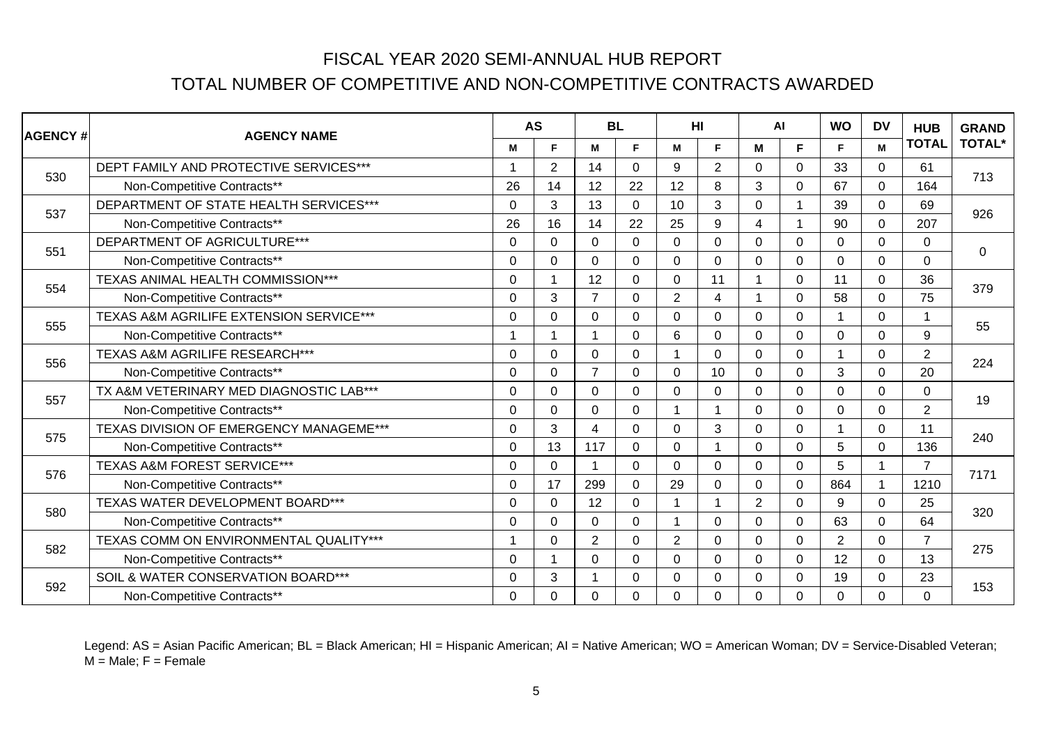# FISCAL YEAR 2020 SEMI-ANNUAL HUB REPORT

## TOTAL NUMBER OF COMPETITIVE AND NON-COMPETITIVE CONTRACTS AWARDED

| AGENCY # | AGENCY NAME | AS | | BL | | HI | | AI | | WO | DV | HUB TOTAL | GRAND TOTAL* |
|---|---|---|---|---|---|---|---|---|---|---|---|---|---|
| | | M | F | M | F | M | F | M | F | F | M | | |
| 530 | DEPT FAMILY AND PROTECTIVE SERVICES*** | 1 | 2 | 14 | 0 | 9 | 2 | 0 | 0 | 33 | 0 | 61 | 713 |
| | Non-Competitive Contracts** | 26 | 14 | 12 | 22 | 12 | 8 | 3 | 0 | 67 | 0 | 164 | |
| 537 | DEPARTMENT OF STATE HEALTH SERVICES*** | 0 | 3 | 13 | 0 | 10 | 3 | 0 | 1 | 39 | 0 | 69 | 926 |
| | Non-Competitive Contracts** | 26 | 16 | 14 | 22 | 25 | 9 | 4 | 1 | 90 | 0 | 207 | |
| 551 | DEPARTMENT OF AGRICULTURE*** | 0 | 0 | 0 | 0 | 0 | 0 | 0 | 0 | 0 | 0 | 0 | 0 |
| | Non-Competitive Contracts** | 0 | 0 | 0 | 0 | 0 | 0 | 0 | 0 | 0 | 0 | 0 | |
| 554 | TEXAS ANIMAL HEALTH COMMISSION*** | 0 | 1 | 12 | 0 | 0 | 11 | 1 | 0 | 11 | 0 | 36 | 379 |
| | Non-Competitive Contracts** | 0 | 3 | 7 | 0 | 2 | 4 | 1 | 0 | 58 | 0 | 75 | |
| 555 | TEXAS A&M AGRILIFE EXTENSION SERVICE*** | 0 | 0 | 0 | 0 | 0 | 0 | 0 | 0 | 1 | 0 | 1 | 55 |
| | Non-Competitive Contracts** | 1 | 1 | 1 | 0 | 6 | 0 | 0 | 0 | 0 | 0 | 9 | |
| 556 | TEXAS A&M AGRILIFE RESEARCH*** | 0 | 0 | 0 | 0 | 1 | 0 | 0 | 0 | 1 | 0 | 2 | 224 |
| | Non-Competitive Contracts** | 0 | 0 | 7 | 0 | 0 | 10 | 0 | 0 | 3 | 0 | 20 | |
| 557 | TX A&M VETERINARY MED DIAGNOSTIC LAB*** | 0 | 0 | 0 | 0 | 0 | 0 | 0 | 0 | 0 | 0 | 0 | 19 |
| | Non-Competitive Contracts** | 0 | 0 | 0 | 0 | 1 | 1 | 0 | 0 | 0 | 0 | 2 | |
| 575 | TEXAS DIVISION OF EMERGENCY MANAGEME*** | 0 | 3 | 4 | 0 | 0 | 3 | 0 | 0 | 1 | 0 | 11 | 240 |
| | Non-Competitive Contracts** | 0 | 13 | 117 | 0 | 0 | 1 | 0 | 0 | 5 | 0 | 136 | |
| 576 | TEXAS A&M FOREST SERVICE*** | 0 | 0 | 1 | 0 | 0 | 0 | 0 | 0 | 5 | 1 | 7 | 7171 |
| | Non-Competitive Contracts** | 0 | 17 | 299 | 0 | 29 | 0 | 0 | 0 | 864 | 1 | 1210 | |
| 580 | TEXAS WATER DEVELOPMENT BOARD*** | 0 | 0 | 12 | 0 | 1 | 1 | 2 | 0 | 9 | 0 | 25 | 320 |
| | Non-Competitive Contracts** | 0 | 0 | 0 | 0 | 1 | 0 | 0 | 0 | 63 | 0 | 64 | |
| 582 | TEXAS COMM ON ENVIRONMENTAL QUALITY*** | 1 | 0 | 2 | 0 | 2 | 0 | 0 | 0 | 2 | 0 | 7 | 275 |
| | Non-Competitive Contracts** | 0 | 1 | 0 | 0 | 0 | 0 | 0 | 0 | 12 | 0 | 13 | |
| 592 | SOIL & WATER CONSERVATION BOARD*** | 0 | 3 | 1 | 0 | 0 | 0 | 0 | 0 | 19 | 0 | 23 | 153 |
| | Non-Competitive Contracts** | 0 | 0 | 0 | 0 | 0 | 0 | 0 | 0 | 0 | 0 | 0 | |

Legend: AS = Asian Pacific American; BL = Black American; HI = Hispanic American; AI = Native American; WO = American Woman; DV = Service-Disabled Veteran; M = Male; F = Female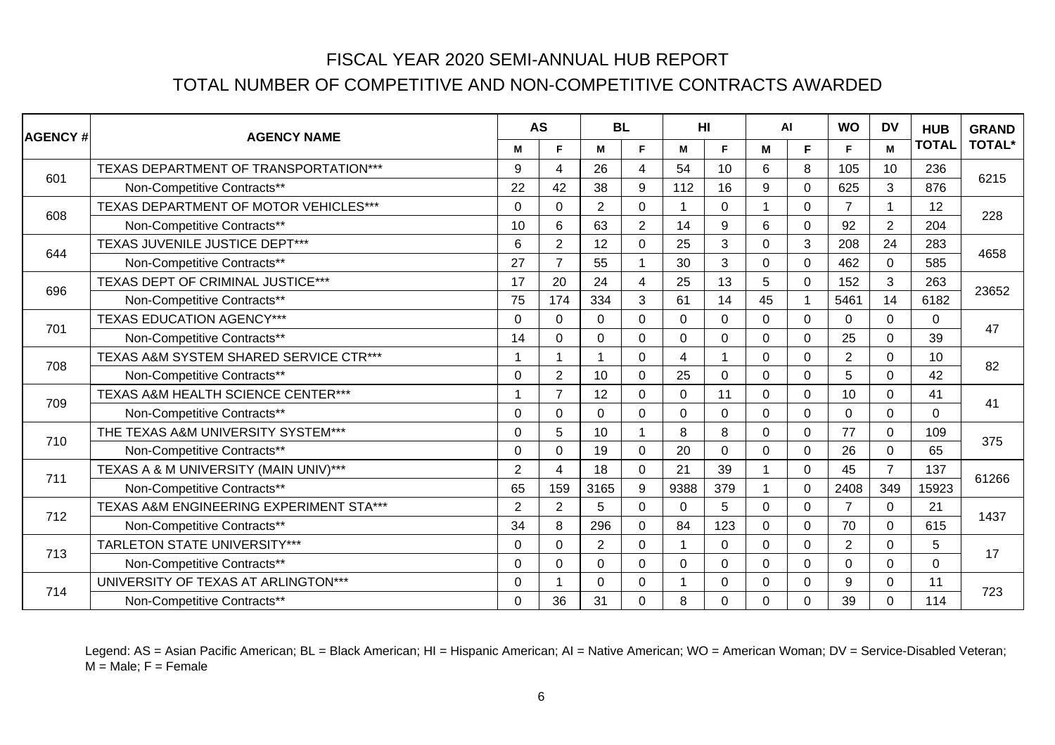# FISCAL YEAR 2020 SEMI-ANNUAL HUB REPORT

## TOTAL NUMBER OF COMPETITIVE AND NON-COMPETITIVE CONTRACTS AWARDED

| AGENCY # | AGENCY NAME | AS | | BL | | HI | | AI | | WO | DV | HUB TOTAL | GRAND TOTAL* |
|---|---|---|---|---|---|---|---|---|---|---|---|---|---|
| | | M | F | M | F | M | F | M | F | F | M | | |
| 601 | TEXAS DEPARTMENT OF TRANSPORTATION*** | 9 | 4 | 26 | 4 | 54 | 10 | 6 | 8 | 105 | 10 | 236 | 6215 |
| | Non-Competitive Contracts** | 22 | 42 | 38 | 9 | 112 | 16 | 9 | 0 | 625 | 3 | 876 | |
| 608 | TEXAS DEPARTMENT OF MOTOR VEHICLES*** | 0 | 0 | 2 | 0 | 1 | 0 | 1 | 0 | 7 | 1 | 12 | 228 |
| | Non-Competitive Contracts** | 10 | 6 | 63 | 2 | 14 | 9 | 6 | 0 | 92 | 2 | 204 | |
| 644 | TEXAS JUVENILE JUSTICE DEPT*** | 6 | 2 | 12 | 0 | 25 | 3 | 0 | 3 | 208 | 24 | 283 | 4658 |
| | Non-Competitive Contracts** | 27 | 7 | 55 | 1 | 30 | 3 | 0 | 0 | 462 | 0 | 585 | |
| 696 | TEXAS DEPT OF CRIMINAL JUSTICE*** | 17 | 20 | 24 | 4 | 25 | 13 | 5 | 0 | 152 | 3 | 263 | 23652 |
| | Non-Competitive Contracts** | 75 | 174 | 334 | 3 | 61 | 14 | 45 | 1 | 5461 | 14 | 6182 | |
| 701 | TEXAS EDUCATION AGENCY*** | 0 | 0 | 0 | 0 | 0 | 0 | 0 | 0 | 0 | 0 | 0 | 47 |
| | Non-Competitive Contracts** | 14 | 0 | 0 | 0 | 0 | 0 | 0 | 0 | 25 | 0 | 39 | |
| 708 | TEXAS A&M SYSTEM SHARED SERVICE CTR*** | 1 | 1 | 1 | 0 | 4 | 1 | 0 | 0 | 2 | 0 | 10 | 82 |
| | Non-Competitive Contracts** | 0 | 2 | 10 | 0 | 25 | 0 | 0 | 0 | 5 | 0 | 42 | |
| 709 | TEXAS A&M HEALTH SCIENCE CENTER*** | 1 | 7 | 12 | 0 | 0 | 11 | 0 | 0 | 10 | 0 | 41 | 41 |
| | Non-Competitive Contracts** | 0 | 0 | 0 | 0 | 0 | 0 | 0 | 0 | 0 | 0 | 0 | |
| 710 | THE TEXAS A&M UNIVERSITY SYSTEM*** | 0 | 5 | 10 | 1 | 8 | 8 | 0 | 0 | 77 | 0 | 109 | 375 |
| | Non-Competitive Contracts** | 0 | 0 | 19 | 0 | 20 | 0 | 0 | 0 | 26 | 0 | 65 | |
| 711 | TEXAS A & M UNIVERSITY (MAIN UNIV)*** | 2 | 4 | 18 | 0 | 21 | 39 | 1 | 0 | 45 | 7 | 137 | 61266 |
| | Non-Competitive Contracts** | 65 | 159 | 3165 | 9 | 9388 | 379 | 1 | 0 | 2408 | 349 | 15923 | |
| 712 | TEXAS A&M ENGINEERING EXPERIMENT STA*** | 2 | 2 | 5 | 0 | 0 | 5 | 0 | 0 | 7 | 0 | 21 | 1437 |
| | Non-Competitive Contracts** | 34 | 8 | 296 | 0 | 84 | 123 | 0 | 0 | 70 | 0 | 615 | |
| 713 | TARLETON STATE UNIVERSITY*** | 0 | 0 | 2 | 0 | 1 | 0 | 0 | 0 | 2 | 0 | 5 | 17 |
| | Non-Competitive Contracts** | 0 | 0 | 0 | 0 | 0 | 0 | 0 | 0 | 0 | 0 | 0 | |
| 714 | UNIVERSITY OF TEXAS AT ARLINGTON*** | 0 | 1 | 0 | 0 | 1 | 0 | 0 | 0 | 9 | 0 | 11 | 723 |
| | Non-Competitive Contracts** | 0 | 36 | 31 | 0 | 8 | 0 | 0 | 0 | 39 | 0 | 114 | |

Legend: AS = Asian Pacific American; BL = Black American; HI = Hispanic American; AI = Native American; WO = American Woman; DV = Service-Disabled Veteran; M = Male; F = Female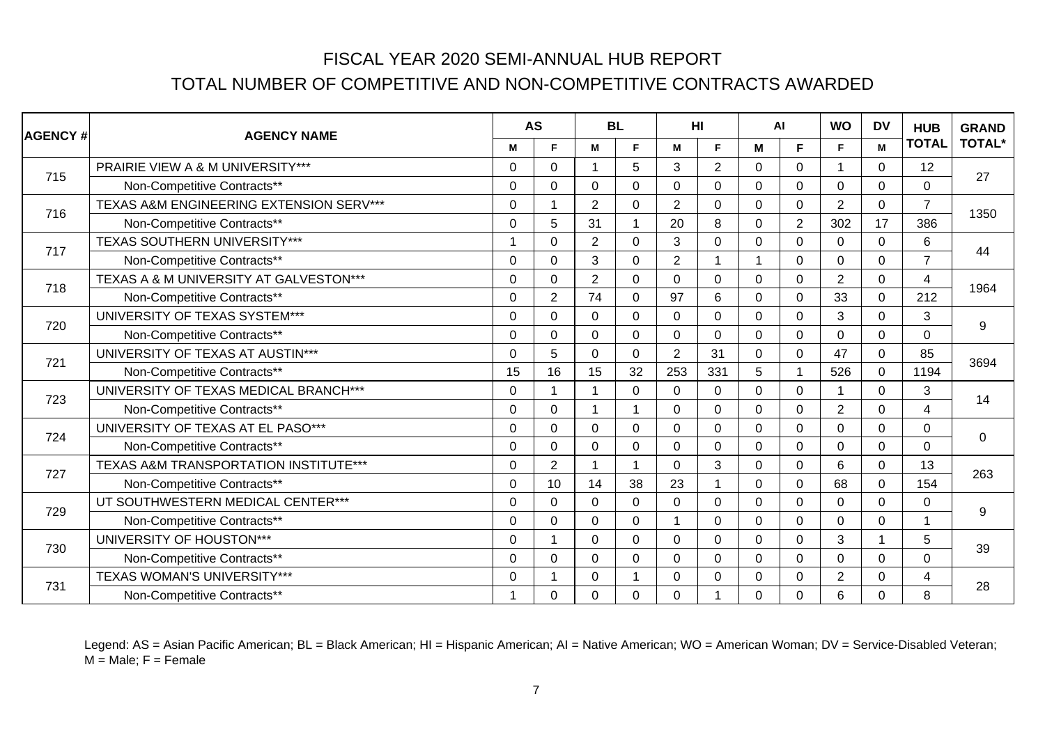# FISCAL YEAR 2020 SEMI-ANNUAL HUB REPORT

## TOTAL NUMBER OF COMPETITIVE AND NON-COMPETITIVE CONTRACTS AWARDED

| AGENCY # | AGENCY NAME | AS | | BL | | HI | | AI | | WO | DV | HUB TOTAL | GRAND TOTAL* |
|---|---|---|---|---|---|---|---|---|---|---|---|---|---|
| | | M | F | M | F | M | F | M | F | F | M | | |
| 715 | PRAIRIE VIEW A & M UNIVERSITY*** | 0 | 0 | 1 | 5 | 3 | 2 | 0 | 0 | 1 | 0 | 12 | 27 |
| | Non-Competitive Contracts** | 0 | 0 | 0 | 0 | 0 | 0 | 0 | 0 | 0 | 0 | 0 | |
| 716 | TEXAS A&M ENGINEERING EXTENSION SERV*** | 0 | 1 | 2 | 0 | 2 | 0 | 0 | 0 | 2 | 0 | 7 | 1350 |
| | Non-Competitive Contracts** | 0 | 5 | 31 | 1 | 20 | 8 | 0 | 2 | 302 | 17 | 386 | |
| 717 | TEXAS SOUTHERN UNIVERSITY*** | 1 | 0 | 2 | 0 | 3 | 0 | 0 | 0 | 0 | 0 | 6 | 44 |
| | Non-Competitive Contracts** | 0 | 0 | 3 | 0 | 2 | 1 | 1 | 0 | 0 | 0 | 7 | |
| 718 | TEXAS A & M UNIVERSITY AT GALVESTON*** | 0 | 0 | 2 | 0 | 0 | 0 | 0 | 0 | 2 | 0 | 4 | 1964 |
| | Non-Competitive Contracts** | 0 | 2 | 74 | 0 | 97 | 6 | 0 | 0 | 33 | 0 | 212 | |
| 720 | UNIVERSITY OF TEXAS SYSTEM*** | 0 | 0 | 0 | 0 | 0 | 0 | 0 | 0 | 3 | 0 | 3 | 9 |
| | Non-Competitive Contracts** | 0 | 0 | 0 | 0 | 0 | 0 | 0 | 0 | 0 | 0 | 0 | |
| 721 | UNIVERSITY OF TEXAS AT AUSTIN*** | 0 | 5 | 0 | 0 | 2 | 31 | 0 | 0 | 47 | 0 | 85 | 3694 |
| | Non-Competitive Contracts** | 15 | 16 | 15 | 32 | 253 | 331 | 5 | 1 | 526 | 0 | 1194 | |
| 723 | UNIVERSITY OF TEXAS MEDICAL BRANCH*** | 0 | 1 | 1 | 0 | 0 | 0 | 0 | 0 | 1 | 0 | 3 | 14 |
| | Non-Competitive Contracts** | 0 | 0 | 1 | 1 | 0 | 0 | 0 | 0 | 2 | 0 | 4 | |
| 724 | UNIVERSITY OF TEXAS AT EL PASO*** | 0 | 0 | 0 | 0 | 0 | 0 | 0 | 0 | 0 | 0 | 0 | 0 |
| | Non-Competitive Contracts** | 0 | 0 | 0 | 0 | 0 | 0 | 0 | 0 | 0 | 0 | 0 | |
| 727 | TEXAS A&M TRANSPORTATION INSTITUTE*** | 0 | 2 | 1 | 1 | 0 | 3 | 0 | 0 | 6 | 0 | 13 | 263 |
| | Non-Competitive Contracts** | 0 | 10 | 14 | 38 | 23 | 1 | 0 | 0 | 68 | 0 | 154 | |
| 729 | UT SOUTHWESTERN MEDICAL CENTER*** | 0 | 0 | 0 | 0 | 0 | 0 | 0 | 0 | 0 | 0 | 0 | 9 |
| | Non-Competitive Contracts** | 0 | 0 | 0 | 0 | 1 | 0 | 0 | 0 | 0 | 0 | 1 | |
| 730 | UNIVERSITY OF HOUSTON*** | 0 | 1 | 0 | 0 | 0 | 0 | 0 | 0 | 3 | 1 | 5 | 39 |
| | Non-Competitive Contracts** | 0 | 0 | 0 | 0 | 0 | 0 | 0 | 0 | 0 | 0 | 0 | |
| 731 | TEXAS WOMAN'S UNIVERSITY*** | 0 | 1 | 0 | 1 | 0 | 0 | 0 | 0 | 2 | 0 | 4 | 28 |
| | Non-Competitive Contracts** | 1 | 0 | 0 | 0 | 0 | 1 | 0 | 0 | 6 | 0 | 8 | |

Legend: AS = Asian Pacific American; BL = Black American; HI = Hispanic American; AI = Native American; WO = American Woman; DV = Service-Disabled Veteran; M = Male; F = Female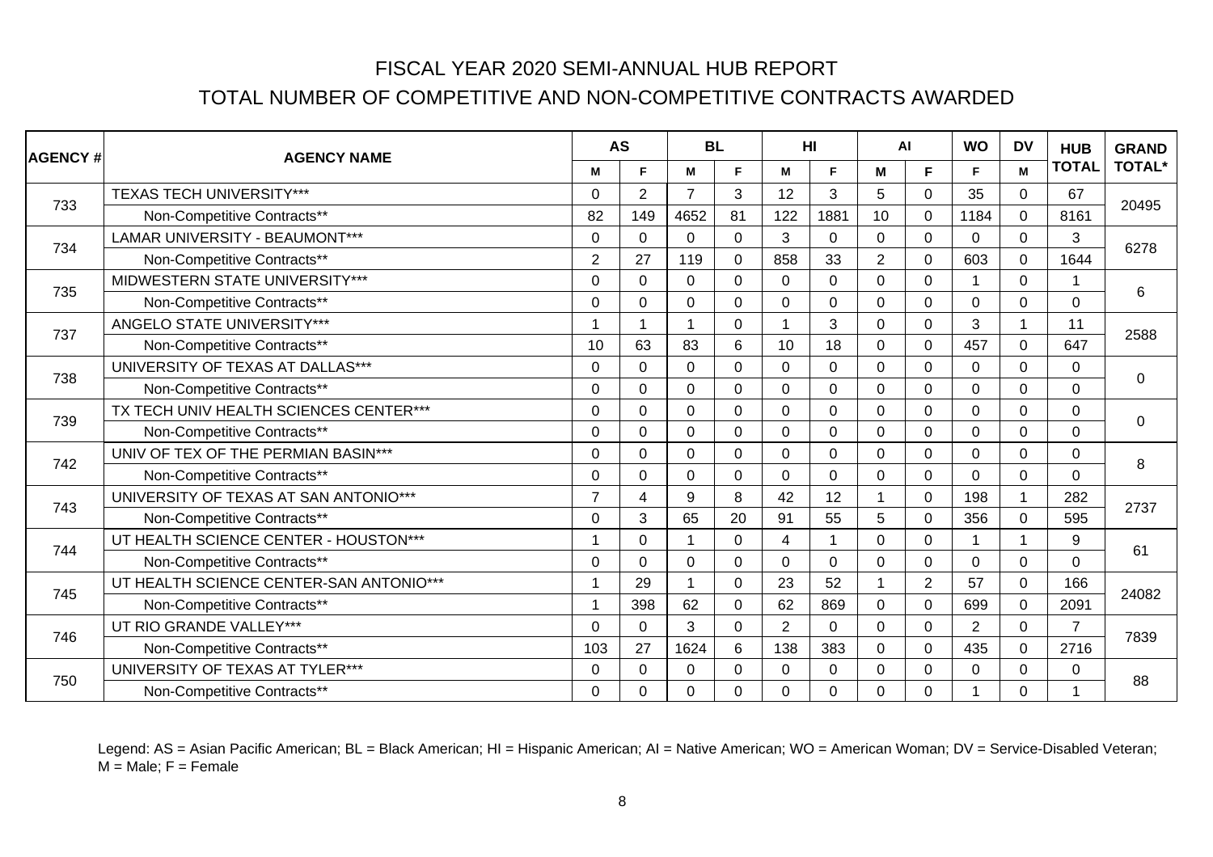# FISCAL YEAR 2020 SEMI-ANNUAL HUB REPORT

## TOTAL NUMBER OF COMPETITIVE AND NON-COMPETITIVE CONTRACTS AWARDED

| AGENCY # | AGENCY NAME | AS | | BL | | HI | | AI | | WO | DV | HUB TOTAL | GRAND TOTAL* |
|---|---|---|---|---|---|---|---|---|---|---|---|---|---|
| | | M | F | M | F | M | F | M | F | F | M | | |
| 733 | TEXAS TECH UNIVERSITY*** | 0 | 2 | 7 | 3 | 12 | 3 | 5 | 0 | 35 | 0 | 67 | 20495 |
| | Non-Competitive Contracts** | 82 | 149 | 4652 | 81 | 122 | 1881 | 10 | 0 | 1184 | 0 | 8161 | |
| 734 | LAMAR UNIVERSITY - BEAUMONT*** | 0 | 0 | 0 | 0 | 3 | 0 | 0 | 0 | 0 | 0 | 3 | 6278 |
| | Non-Competitive Contracts** | 2 | 27 | 119 | 0 | 858 | 33 | 2 | 0 | 603 | 0 | 1644 | |
| 735 | MIDWESTERN STATE UNIVERSITY*** | 0 | 0 | 0 | 0 | 0 | 0 | 0 | 0 | 1 | 0 | 1 | 6 |
| | Non-Competitive Contracts** | 0 | 0 | 0 | 0 | 0 | 0 | 0 | 0 | 0 | 0 | 0 | |
| 737 | ANGELO STATE UNIVERSITY*** | 1 | 1 | 1 | 0 | 1 | 3 | 0 | 0 | 3 | 1 | 11 | 2588 |
| | Non-Competitive Contracts** | 10 | 63 | 83 | 6 | 10 | 18 | 0 | 0 | 457 | 0 | 647 | |
| 738 | UNIVERSITY OF TEXAS AT DALLAS*** | 0 | 0 | 0 | 0 | 0 | 0 | 0 | 0 | 0 | 0 | 0 | 0 |
| | Non-Competitive Contracts** | 0 | 0 | 0 | 0 | 0 | 0 | 0 | 0 | 0 | 0 | 0 | |
| 739 | TX TECH UNIV HEALTH SCIENCES CENTER*** | 0 | 0 | 0 | 0 | 0 | 0 | 0 | 0 | 0 | 0 | 0 | 0 |
| | Non-Competitive Contracts** | 0 | 0 | 0 | 0 | 0 | 0 | 0 | 0 | 0 | 0 | 0 | |
| 742 | UNIV OF TEX OF THE PERMIAN BASIN*** | 0 | 0 | 0 | 0 | 0 | 0 | 0 | 0 | 0 | 0 | 0 | 8 |
| | Non-Competitive Contracts** | 0 | 0 | 0 | 0 | 0 | 0 | 0 | 0 | 0 | 0 | 0 | |
| 743 | UNIVERSITY OF TEXAS AT SAN ANTONIO*** | 7 | 4 | 9 | 8 | 42 | 12 | 1 | 0 | 198 | 1 | 282 | 2737 |
| | Non-Competitive Contracts** | 0 | 3 | 65 | 20 | 91 | 55 | 5 | 0 | 356 | 0 | 595 | |
| 744 | UT HEALTH SCIENCE CENTER - HOUSTON*** | 1 | 0 | 1 | 0 | 4 | 1 | 0 | 0 | 1 | 1 | 9 | 61 |
| | Non-Competitive Contracts** | 0 | 0 | 0 | 0 | 0 | 0 | 0 | 0 | 0 | 0 | 0 | |
| 745 | UT HEALTH SCIENCE CENTER-SAN ANTONIO*** | 1 | 29 | 1 | 0 | 23 | 52 | 1 | 2 | 57 | 0 | 166 | 24082 |
| | Non-Competitive Contracts** | 1 | 398 | 62 | 0 | 62 | 869 | 0 | 0 | 699 | 0 | 2091 | |
| 746 | UT RIO GRANDE VALLEY*** | 0 | 0 | 3 | 0 | 2 | 0 | 0 | 0 | 2 | 0 | 7 | 7839 |
| | Non-Competitive Contracts** | 103 | 27 | 1624 | 6 | 138 | 383 | 0 | 0 | 435 | 0 | 2716 | |
| 750 | UNIVERSITY OF TEXAS AT TYLER*** | 0 | 0 | 0 | 0 | 0 | 0 | 0 | 0 | 0 | 0 | 0 | 88 |
| | Non-Competitive Contracts** | 0 | 0 | 0 | 0 | 0 | 0 | 0 | 0 | 1 | 0 | 1 | |

Legend: AS = Asian Pacific American; BL = Black American; HI = Hispanic American; AI = Native American; WO = American Woman; DV = Service-Disabled Veteran; M = Male; F = Female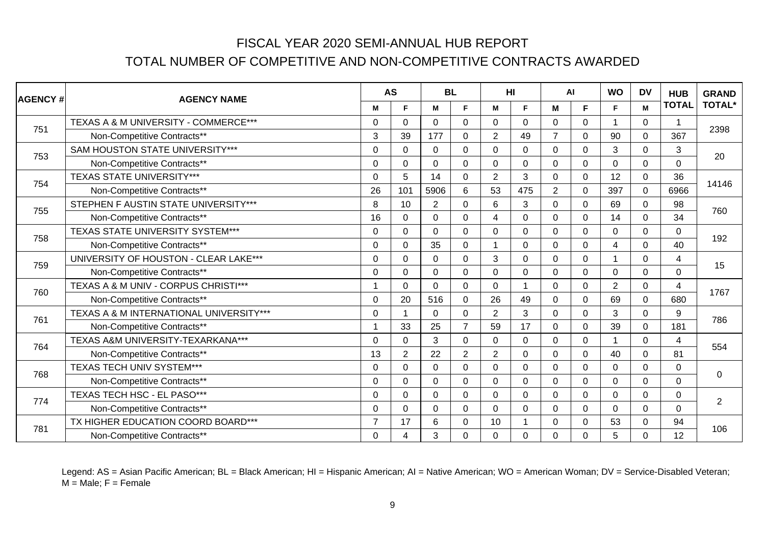# FISCAL YEAR 2020 SEMI-ANNUAL HUB REPORT

## TOTAL NUMBER OF COMPETITIVE AND NON-COMPETITIVE CONTRACTS AWARDED

| AGENCY # | AGENCY NAME | AS | | BL | | HI | | AI | | WO | DV | HUB TOTAL | GRAND TOTAL* |
|---|---|---|---|---|---|---|---|---|---|---|---|---|---|
| | | M | F | M | F | M | F | M | F | F | M | | |
| 751 | TEXAS A & M UNIVERSITY - COMMERCE*** | 0 | 0 | 0 | 0 | 0 | 0 | 0 | 0 | 1 | 0 | 1 | 2398 |
| | Non-Competitive Contracts** | 3 | 39 | 177 | 0 | 2 | 49 | 7 | 0 | 90 | 0 | 367 | |
| 753 | SAM HOUSTON STATE UNIVERSITY*** | 0 | 0 | 0 | 0 | 0 | 0 | 0 | 0 | 3 | 0 | 3 | 20 |
| | Non-Competitive Contracts** | 0 | 0 | 0 | 0 | 0 | 0 | 0 | 0 | 0 | 0 | 0 | |
| 754 | TEXAS STATE UNIVERSITY*** | 0 | 5 | 14 | 0 | 2 | 3 | 0 | 0 | 12 | 0 | 36 | 14146 |
| | Non-Competitive Contracts** | 26 | 101 | 5906 | 6 | 53 | 475 | 2 | 0 | 397 | 0 | 6966 | |
| 755 | STEPHEN F AUSTIN STATE UNIVERSITY*** | 8 | 10 | 2 | 0 | 6 | 3 | 0 | 0 | 69 | 0 | 98 | 760 |
| | Non-Competitive Contracts** | 16 | 0 | 0 | 0 | 4 | 0 | 0 | 0 | 14 | 0 | 34 | |
| 758 | TEXAS STATE UNIVERSITY SYSTEM*** | 0 | 0 | 0 | 0 | 0 | 0 | 0 | 0 | 0 | 0 | 0 | 192 |
| | Non-Competitive Contracts** | 0 | 0 | 35 | 0 | 1 | 0 | 0 | 0 | 4 | 0 | 40 | |
| 759 | UNIVERSITY OF HOUSTON - CLEAR LAKE*** | 0 | 0 | 0 | 0 | 3 | 0 | 0 | 0 | 1 | 0 | 4 | 15 |
| | Non-Competitive Contracts** | 0 | 0 | 0 | 0 | 0 | 0 | 0 | 0 | 0 | 0 | 0 | |
| 760 | TEXAS A & M UNIV - CORPUS CHRISTI*** | 1 | 0 | 0 | 0 | 0 | 1 | 0 | 0 | 2 | 0 | 4 | 1767 |
| | Non-Competitive Contracts** | 0 | 20 | 516 | 0 | 26 | 49 | 0 | 0 | 69 | 0 | 680 | |
| 761 | TEXAS A & M INTERNATIONAL UNIVERSITY*** | 0 | 1 | 0 | 0 | 2 | 3 | 0 | 0 | 3 | 0 | 9 | 786 |
| | Non-Competitive Contracts** | 1 | 33 | 25 | 7 | 59 | 17 | 0 | 0 | 39 | 0 | 181 | |
| 764 | TEXAS A&M UNIVERSITY-TEXARKANA*** | 0 | 0 | 3 | 0 | 0 | 0 | 0 | 0 | 1 | 0 | 4 | 554 |
| | Non-Competitive Contracts** | 13 | 2 | 22 | 2 | 2 | 0 | 0 | 0 | 40 | 0 | 81 | |
| 768 | TEXAS TECH UNIV SYSTEM*** | 0 | 0 | 0 | 0 | 0 | 0 | 0 | 0 | 0 | 0 | 0 | 0 |
| | Non-Competitive Contracts** | 0 | 0 | 0 | 0 | 0 | 0 | 0 | 0 | 0 | 0 | 0 | |
| 774 | TEXAS TECH HSC - EL PASO*** | 0 | 0 | 0 | 0 | 0 | 0 | 0 | 0 | 0 | 0 | 0 | 2 |
| | Non-Competitive Contracts** | 0 | 0 | 0 | 0 | 0 | 0 | 0 | 0 | 0 | 0 | 0 | |
| 781 | TX HIGHER EDUCATION COORD BOARD*** | 7 | 17 | 6 | 0 | 10 | 1 | 0 | 0 | 53 | 0 | 94 | 106 |
| | Non-Competitive Contracts** | 0 | 4 | 3 | 0 | 0 | 0 | 0 | 0 | 5 | 0 | 12 | |

Legend: AS = Asian Pacific American; BL = Black American; HI = Hispanic American; AI = Native American; WO = American Woman; DV = Service-Disabled Veteran; M = Male; F = Female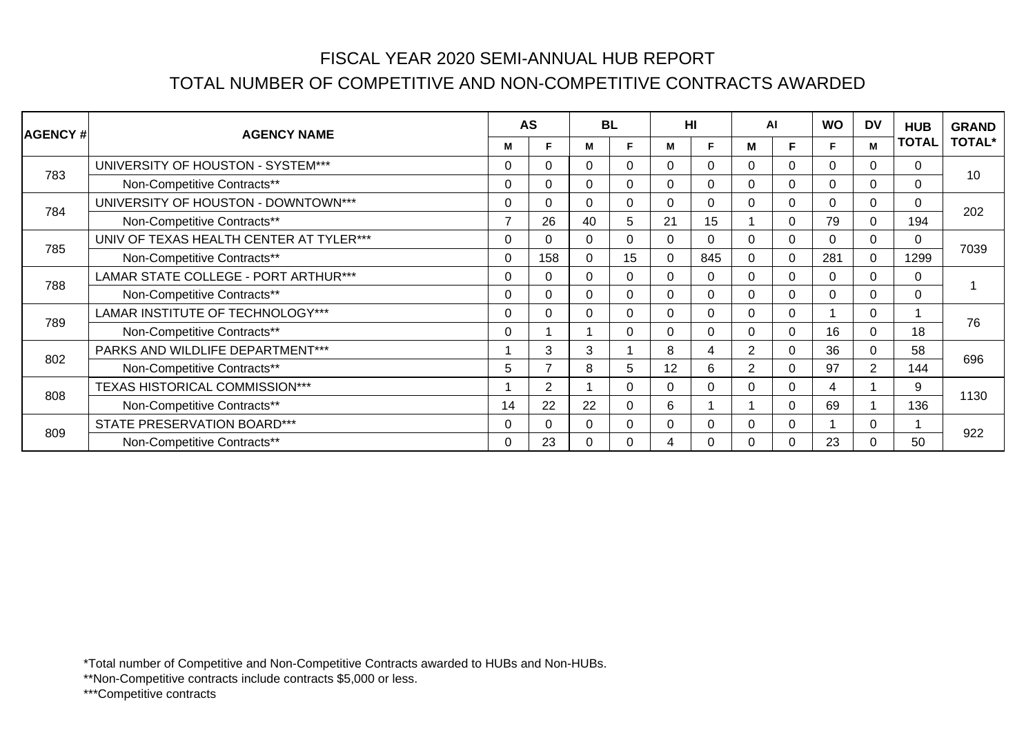# FISCAL YEAR 2020 SEMI-ANNUAL HUB REPORT

## TOTAL NUMBER OF COMPETITIVE AND NON-COMPETITIVE CONTRACTS AWARDED

| AGENCY # | AGENCY NAME | AS | | BL | | HI | | AI | | WO | DV | HUB TOTAL | GRAND TOTAL* |
|---|---|---|---|---|---|---|---|---|---|---|---|---|---|
| | | M | F | M | F | M | F | M | F | F | M | | |
| 783 | UNIVERSITY OF HOUSTON - SYSTEM*** | 0 | 0 | 0 | 0 | 0 | 0 | 0 | 0 | 0 | 0 | 0 | 10 |
| | Non-Competitive Contracts** | 0 | 0 | 0 | 0 | 0 | 0 | 0 | 0 | 0 | 0 | 0 | |
| 784 | UNIVERSITY OF HOUSTON - DOWNTOWN*** | 0 | 0 | 0 | 0 | 0 | 0 | 0 | 0 | 0 | 0 | 0 | 202 |
| | Non-Competitive Contracts** | 7 | 26 | 40 | 5 | 21 | 15 | 1 | 0 | 79 | 0 | 194 | |
| 785 | UNIV OF TEXAS HEALTH CENTER AT TYLER*** | 0 | 0 | 0 | 0 | 0 | 0 | 0 | 0 | 0 | 0 | 0 | 7039 |
| | Non-Competitive Contracts** | 0 | 158 | 0 | 15 | 0 | 845 | 0 | 0 | 281 | 0 | 1299 | |
| 788 | LAMAR STATE COLLEGE - PORT ARTHUR*** | 0 | 0 | 0 | 0 | 0 | 0 | 0 | 0 | 0 | 0 | 0 | 1 |
| | Non-Competitive Contracts** | 0 | 0 | 0 | 0 | 0 | 0 | 0 | 0 | 0 | 0 | 0 | |
| 789 | LAMAR INSTITUTE OF TECHNOLOGY*** | 0 | 0 | 0 | 0 | 0 | 0 | 0 | 0 | 1 | 0 | 1 | 76 |
| | Non-Competitive Contracts** | 0 | 1 | 1 | 0 | 0 | 0 | 0 | 0 | 16 | 0 | 18 | |
| 802 | PARKS AND WILDLIFE DEPARTMENT*** | 1 | 3 | 3 | 1 | 8 | 4 | 2 | 0 | 36 | 0 | 58 | 696 |
| | Non-Competitive Contracts** | 5 | 7 | 8 | 5 | 12 | 6 | 2 | 0 | 97 | 2 | 144 | |
| 808 | TEXAS HISTORICAL COMMISSION*** | 1 | 2 | 1 | 0 | 0 | 0 | 0 | 0 | 4 | 1 | 9 | 1130 |
| | Non-Competitive Contracts** | 14 | 22 | 22 | 0 | 6 | 1 | 1 | 0 | 69 | 1 | 136 | |
| 809 | STATE PRESERVATION BOARD*** | 0 | 0 | 0 | 0 | 0 | 0 | 0 | 0 | 1 | 0 | 1 | 922 |
| | Non-Competitive Contracts** | 0 | 23 | 0 | 0 | 4 | 0 | 0 | 0 | 23 | 0 | 50 | |

*Total number of Competitive and Non-Competitive Contracts awarded to HUBs and Non-HUBs.

**Non-Competitive contracts include contracts $5,000 or less.

***Competitive contracts